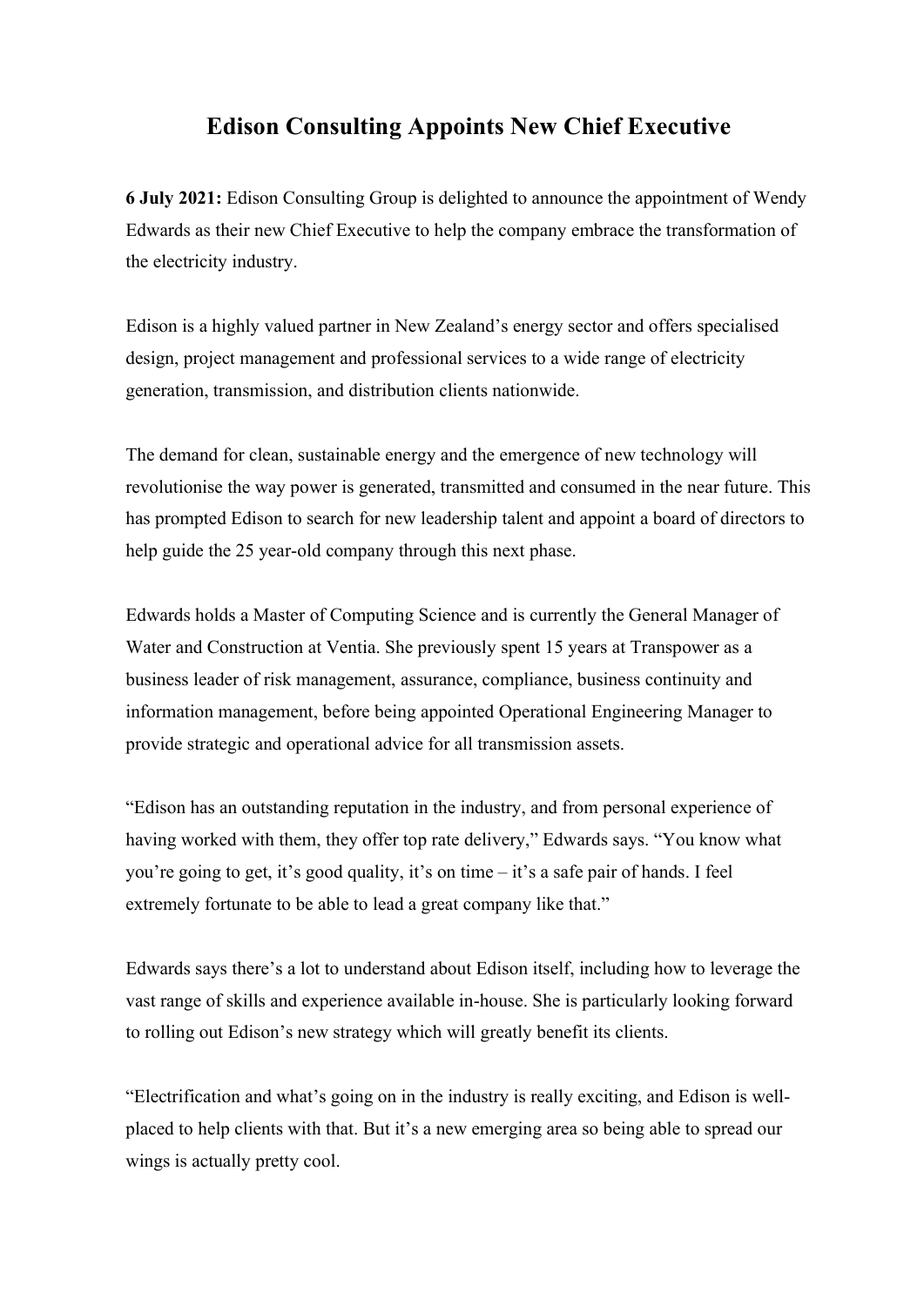# Edison Consulting Appoints New Chief Executive

**6 July 2021:** Edison Consulting Group is delighted to announce the appointment of Wendy Edwards as their new Chief Executive to help the company embrace the transformation of the electricity industry.

Edison is a highly valued partner in New Zealand's energy sector and offers specialised design, project management and professional services to a wide range of electricity generation, transmission, and distribution clients nationwide.

The demand for clean, sustainable energy and the emergence of new technology will revolutionise the way power is generated, transmitted and consumed in the near future. This has prompted Edison to search for new leadership talent and appoint a board of directors to help guide the 25 year-old company through this next phase.

Edwards holds a Master of Computing Science and is currently the General Manager of Water and Construction at Ventia. She previously spent 15 years at Transpower as a business leader of risk management, assurance, compliance, business continuity and information management, before being appointed Operational Engineering Manager to provide strategic and operational advice for all transmission assets.

"Edison has an outstanding reputation in the industry, and from personal experience of having worked with them, they offer top rate delivery," Edwards says. "You know what you're going to get, it's good quality, it's on time – it's a safe pair of hands. I feel extremely fortunate to be able to lead a great company like that."

Edwards says there's a lot to understand about Edison itself, including how to leverage the vast range of skills and experience available in-house. She is particularly looking forward to rolling out Edison's new strategy which will greatly benefit its clients.

"Electrification and what's going on in the industry is really exciting, and Edison is well-placed to help clients with that. But it's a new emerging area so being able to spread our wings is actually pretty cool.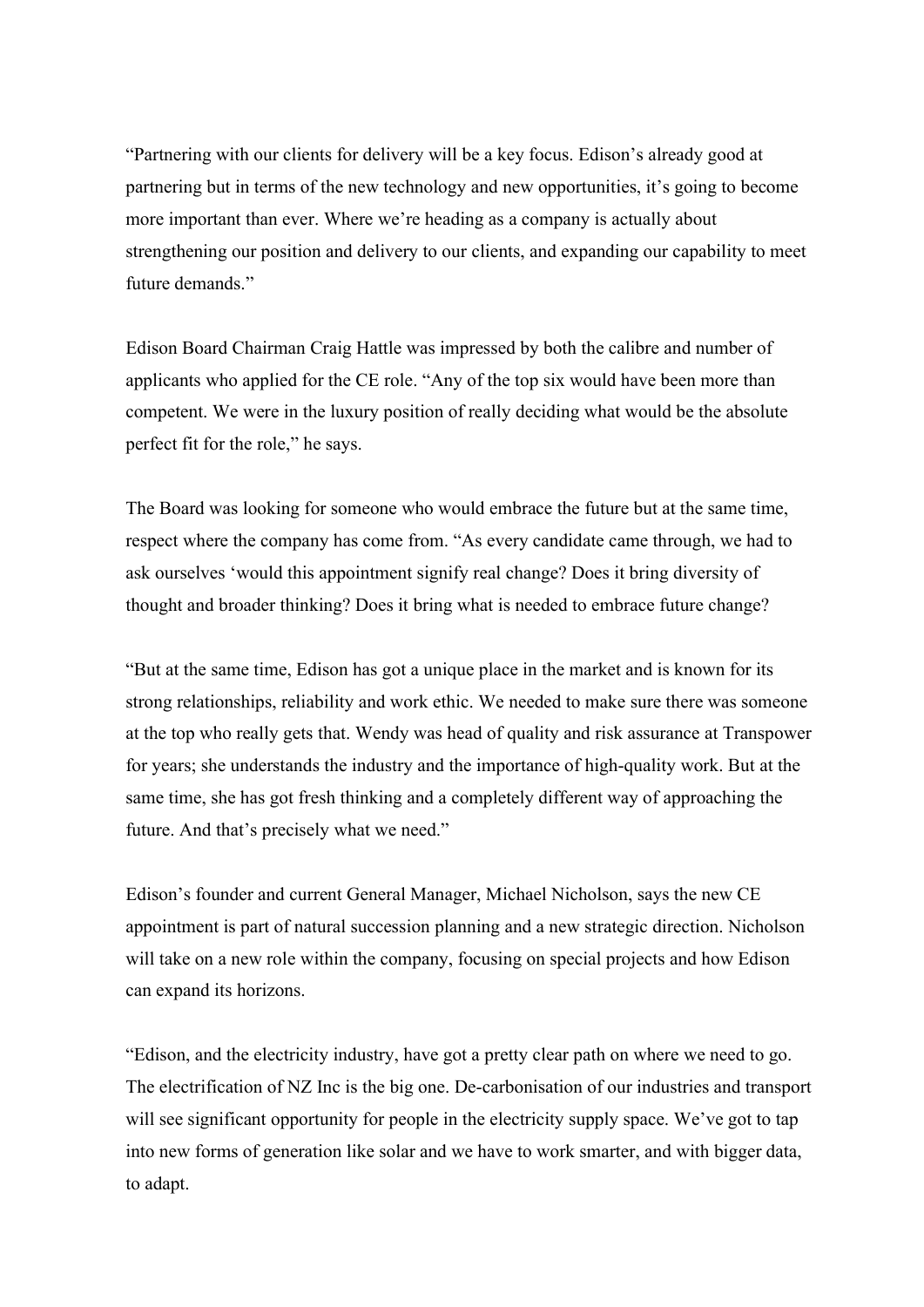"Partnering with our clients for delivery will be a key focus. Edison's already good at partnering but in terms of the new technology and new opportunities, it's going to become more important than ever. Where we're heading as a company is actually about strengthening our position and delivery to our clients, and expanding our capability to meet future demands."

Edison Board Chairman Craig Hattle was impressed by both the calibre and number of applicants who applied for the CE role. "Any of the top six would have been more than competent. We were in the luxury position of really deciding what would be the absolute perfect fit for the role," he says.

The Board was looking for someone who would embrace the future but at the same time, respect where the company has come from. "As every candidate came through, we had to ask ourselves 'would this appointment signify real change? Does it bring diversity of thought and broader thinking? Does it bring what is needed to embrace future change?

"But at the same time, Edison has got a unique place in the market and is known for its strong relationships, reliability and work ethic. We needed to make sure there was someone at the top who really gets that. Wendy was head of quality and risk assurance at Transpower for years; she understands the industry and the importance of high-quality work. But at the same time, she has got fresh thinking and a completely different way of approaching the future. And that's precisely what we need."

Edison's founder and current General Manager, Michael Nicholson, says the new CE appointment is part of natural succession planning and a new strategic direction. Nicholson will take on a new role within the company, focusing on special projects and how Edison can expand its horizons.

"Edison, and the electricity industry, have got a pretty clear path on where we need to go. The electrification of NZ Inc is the big one. De-carbonisation of our industries and transport will see significant opportunity for people in the electricity supply space. We've got to tap into new forms of generation like solar and we have to work smarter, and with bigger data, to adapt.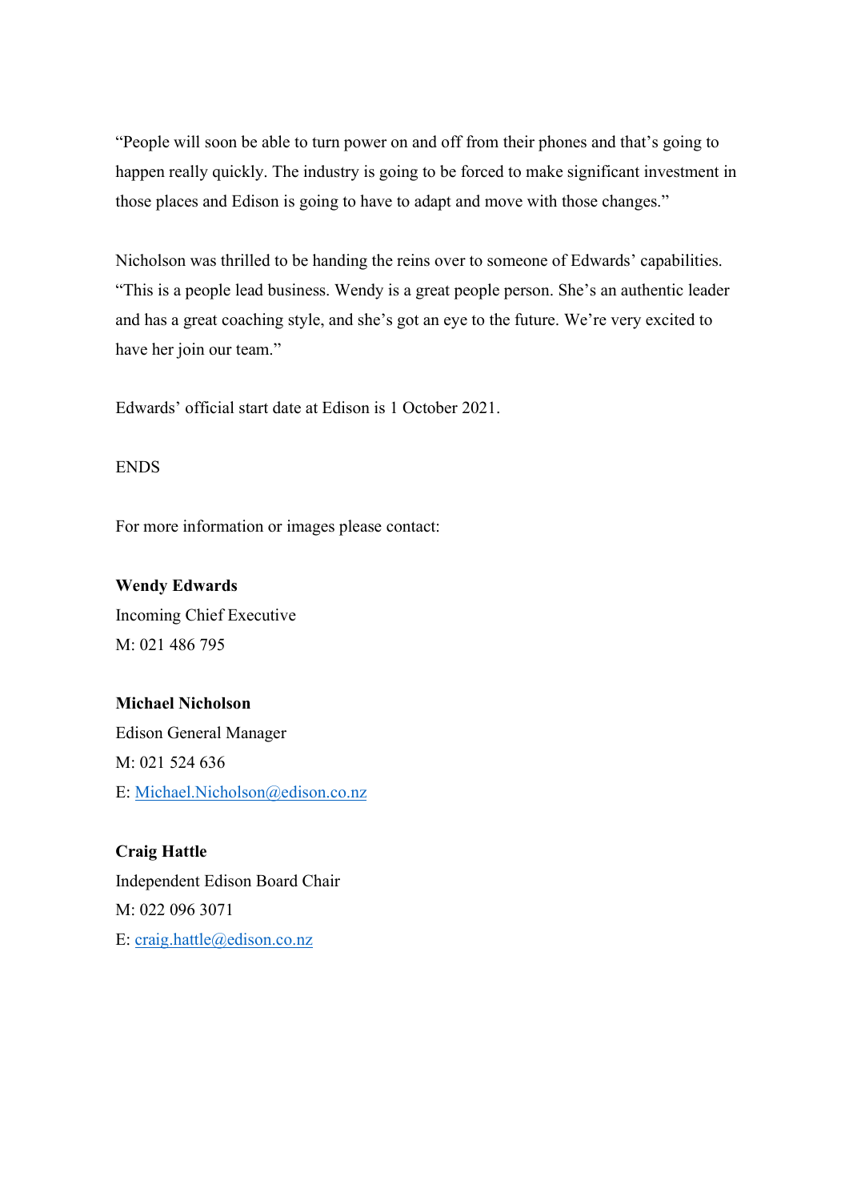"People will soon be able to turn power on and off from their phones and that's going to happen really quickly. The industry is going to be forced to make significant investment in those places and Edison is going to have to adapt and move with those changes."

Nicholson was thrilled to be handing the reins over to someone of Edwards' capabilities. "This is a people lead business. Wendy is a great people person. She's an authentic leader and has a great coaching style, and she's got an eye to the future. We're very excited to have her join our team."

Edwards' official start date at Edison is 1 October 2021.

ENDS

For more information or images please contact:

**Wendy Edwards**
Incoming Chief Executive
M: 021 486 795

**Michael Nicholson**
Edison General Manager
M: 021 524 636
E: Michael.Nicholson@edison.co.nz

**Craig Hattle**
Independent Edison Board Chair
M: 022 096 3071
E: craig.hattle@edison.co.nz